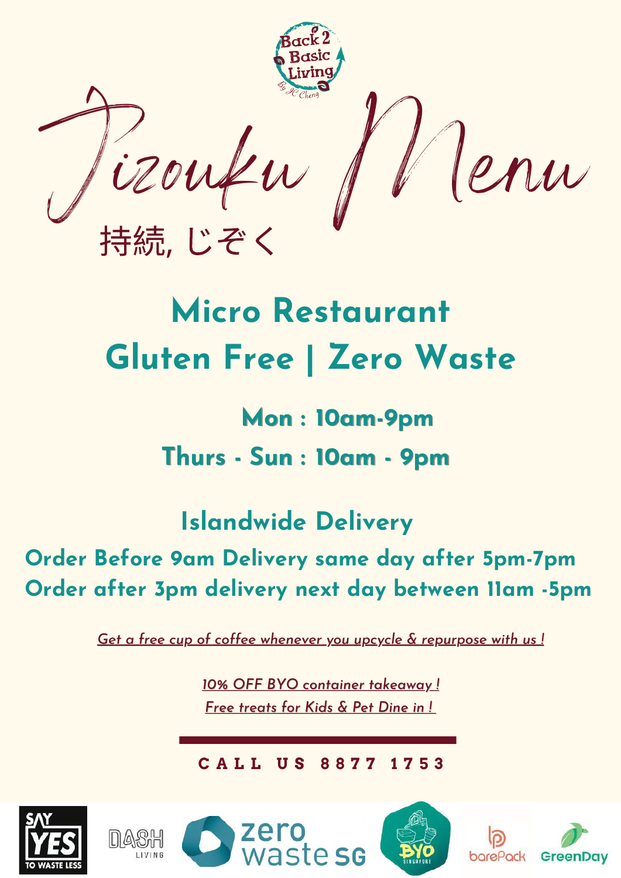Back 2 Basic Living

By JC Cheng

# Jizouku Menu

持続, じぞく

## Micro Restaurant
## Gluten Free | Zero Waste

**Mon : 10am-9pm**

**Thurs - Sun : 10am - 9pm**

## Islandwide Delivery

**Order Before 9am Delivery same day after 5pm-7pm**

**Order after 3pm delivery next day between 11am -5pm**

*Get a free cup of coffee whenever you upcycle & repurpose with us !*

*10% OFF BYO container takeaway !*

*Free treats for Kids & Pet Dine in !*

---

**CALL US 8877 1753**

SAY YES TO WASTE LESS | DASH LIVING | zero waste SG | BYO SINGAPORE | barePack | GreenDay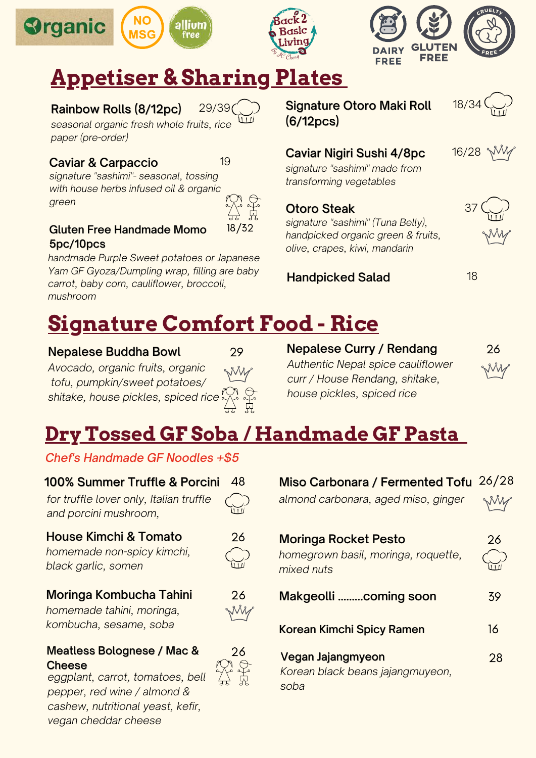Organic · NO MSG · allium free · Back 2 Basic Living by JC Cheng · DAIRY FREE · GLUTEN FREE · CRUELTY FREE

# Appetiser & Sharing Plates

**Rainbow Rolls (8/12pc)** 29/39

*seasonal organic fresh whole fruits, rice paper (pre-order)*

**Caviar & Carpaccio** 19

*signature "sashimi"- seasonal, tossing with house herbs infused oil & organic green*

**Gluten Free Handmade Momo 5pc/10pcs** 18/32

*handmade Purple Sweet potatoes or Japanese Yam GF Gyoza/Dumpling wrap, filling are baby carrot, baby corn, cauliflower, broccoli, mushroom*

**Signature Otoro Maki Roll (6/12pcs)** 18/34

**Caviar Nigiri Sushi 4/8pc** 16/28

*signature "sashimi" made from transforming vegetables*

**Otoro Steak** 37

*signature "sashimi" (Tuna Belly), handpicked organic green & fruits, olive, crapes, kiwi, mandarin*

**Handpicked Salad** 18

# Signature Comfort Food - Rice

**Nepalese Buddha Bowl** 29

*Avocado, organic fruits, organic tofu, pumpkin/sweet potatoes/ shitake, house pickles, spiced rice*

**Nepalese Curry / Rendang** 26

*Authentic Nepal spice cauliflower curr / House Rendang, shitake, house pickles, spiced rice*

# Dry Tossed GF Soba / Handmade GF Pasta

*Chef's Handmade GF Noodles +$5*

**100% Summer Truffle & Porcini** 48

*for truffle lover only, Italian truffle and porcini mushroom,*

**House Kimchi & Tomato** 26

*homemade non-spicy kimchi, black garlic, somen*

**Moringa Kombucha Tahini** 26

*homemade tahini, moringa, kombucha, sesame, soba*

**Meatless Bolognese / Mac & Cheese** 26

*eggplant, carrot, tomatoes, bell pepper, red wine / almond & cashew, nutritional yeast, kefir, vegan cheddar cheese*

**Miso Carbonara / Fermented Tofu** 26/28

*almond carbonara, aged miso, ginger*

**Moringa Rocket Pesto** 26

*homegrown basil, moringa, roquette, mixed nuts*

**Makgeolli .........coming soon** 39

**Korean Kimchi Spicy Ramen** 16

**Vegan Jajangmyeon** 28

*Korean black beans jajangmuyeon, soba*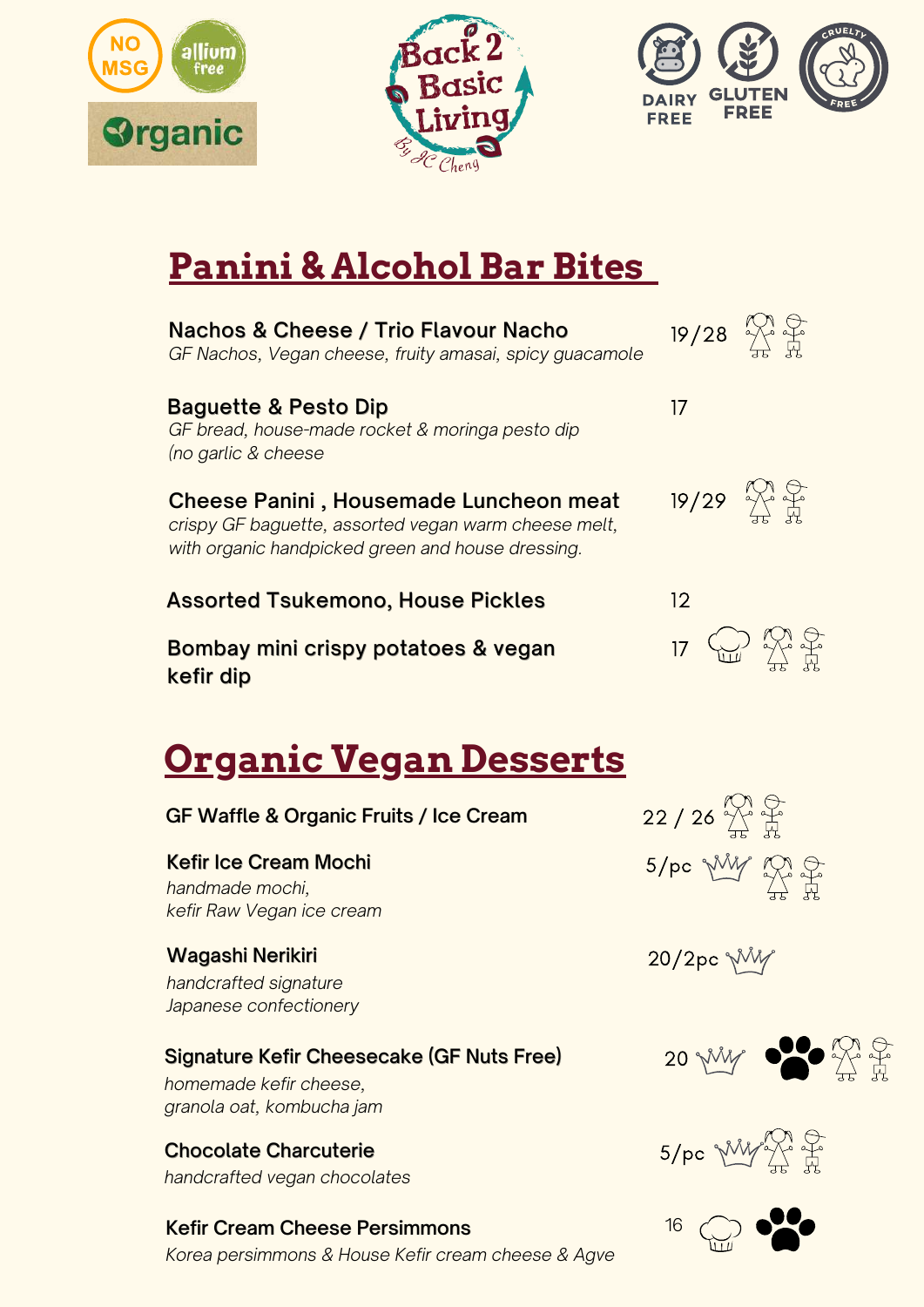NO MSG | allium free | Organic

Back 2 Basic Living By JC Cheng

DAIRY FREE | GLUTEN FREE | CRUELTY FREE

## Panini & Alcohol Bar Bites

**Nachos & Cheese / Trio Flavour Nacho** — 19/28
*GF Nachos, Vegan cheese, fruity amasai, spicy guacamole*

**Baguette & Pesto Dip** — 17
*GF bread, house-made rocket & moringa pesto dip (no garlic & cheese*

**Cheese Panini , Housemade Luncheon meat** — 19/29
*crispy GF baguette, assorted vegan warm cheese melt, with organic handpicked green and house dressing.*

**Assorted Tsukemono, House Pickles** — 12

**Bombay mini crispy potatoes & vegan kefir dip** — 17

## Organic Vegan Desserts

**GF Waffle & Organic Fruits / Ice Cream** — 22 / 26

**Kefir Ice Cream Mochi** — 5/pc
*handmade mochi, kefir Raw Vegan ice cream*

**Wagashi Nerikiri** — 20/2pc
*handcrafted signature Japanese confectionery*

**Signature Kefir Cheesecake (GF Nuts Free)** — 20
*homemade kefir cheese, granola oat, kombucha jam*

**Chocolate Charcuterie** — 5/pc
*handcrafted vegan chocolates*

**Kefir Cream Cheese Persimmons** — 16
*Korea persimmons & House Kefir cream cheese & Agve*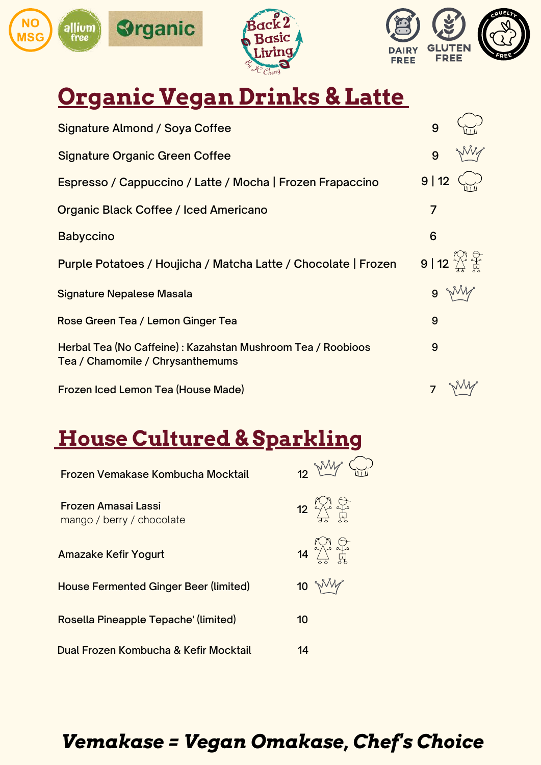NO MSG · allium free · Organic · Back 2 Basic Living by JC Cheng · DAIRY FREE · GLUTEN FREE · CRUELTY FREE

# Organic Vegan Drinks & Latte

| Item | Price |
|---|---|
| Signature Almond / Soya Coffee | 9 |
| Signature Organic Green Coffee | 9 |
| Espresso / Cappuccino / Latte / Mocha \| Frozen Frapaccino | 9 \| 12 |
| Organic Black Coffee / Iced Americano | 7 |
| Babyccino | 6 |
| Purple Potatoes / Houjicha / Matcha Latte / Chocolate \| Frozen | 9 \| 12 |
| Signature Nepalese Masala | 9 |
| Rose Green Tea / Lemon Ginger Tea | 9 |
| Herbal Tea (No Caffeine) : Kazahstan Mushroom Tea / Roobioos Tea / Chamomile / Chrysanthemums | 9 |
| Frozen Iced Lemon Tea (House Made) | 7 |

# House Cultured & Sparkling

| Item | Price |
|---|---|
| Frozen Vemakase Kombucha Mocktail | 12 |
| Frozen Amasai Lassi<br>mango / berry / chocolate | 12 |
| Amazake Kefir Yogurt | 14 |
| House Fermented Ginger Beer (limited) | 10 |
| Rosella Pineapple Tepache' (limited) | 10 |
| Dual Frozen Kombucha & Kefir Mocktail | 14 |

***Vemakase = Vegan Omakase, Chef's Choice***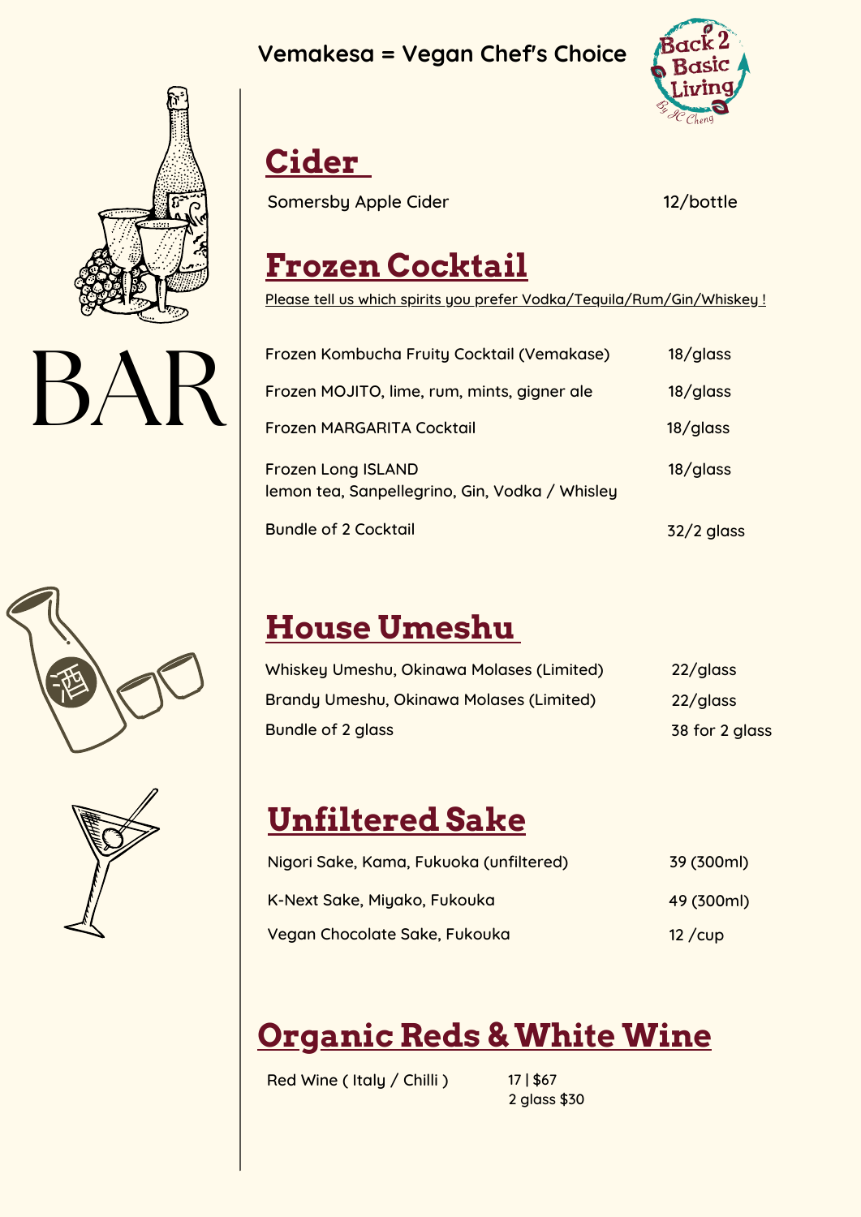Vemakesa = Vegan Chef's Choice

Back 2 Basic Living By JC Cheng

# BAR

## Cider

| | |
|---|---|
| Somersby Apple Cider | 12/bottle |

## Frozen Cocktail

Please tell us which spirits you prefer Vodka/Tequila/Rum/Gin/Whiskey !

| | |
|---|---|
| Frozen Kombucha Fruity Cocktail (Vemakase) | 18/glass |
| Frozen MOJITO, lime, rum, mints, gigner ale | 18/glass |
| Frozen MARGARITA Cocktail | 18/glass |
| Frozen Long ISLAND lemon tea, Sanpellegrino, Gin, Vodka / Whisley | 18/glass |
| Bundle of 2 Cocktail | 32/2 glass |

## House Umeshu

| | |
|---|---|
| Whiskey Umeshu, Okinawa Molases (Limited) | 22/glass |
| Brandy Umeshu, Okinawa Molases (Limited) | 22/glass |
| Bundle of 2 glass | 38 for 2 glass |

## Unfiltered Sake

| | |
|---|---|
| Nigori Sake, Kama, Fukuoka (unfiltered) | 39 (300ml) |
| K-Next Sake, Miyako, Fukouka | 49 (300ml) |
| Vegan Chocolate Sake, Fukouka | 12 /cup |

## Organic Reds & White Wine

| | |
|---|---|
| Red Wine ( Italy / Chilli ) | 17 \| $67<br>2 glass $30 |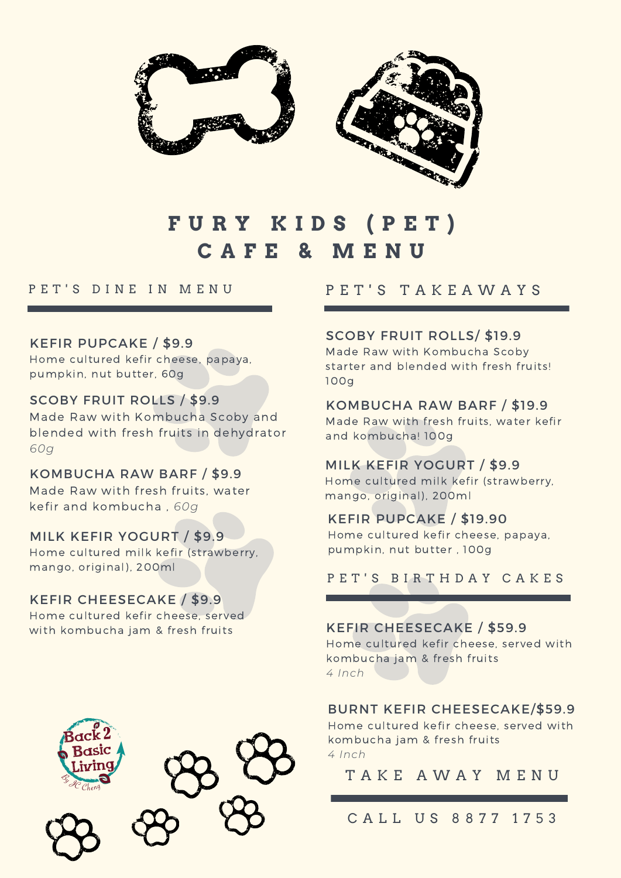# FURY KIDS (PET) CAFE & MENU

## PET'S DINE IN MENU

**KEFIR PUPCAKE / $9.9**
Home cultured kefir cheese, papaya, pumpkin, nut butter, 60g

**SCOBY FRUIT ROLLS / $9.9**
Made Raw with Kombucha Scoby and blended with fresh fruits in dehydrator
*60g*

**KOMBUCHA RAW BARF / $9.9**
Made Raw with fresh fruits, water kefir and kombucha , *60g*

**MILK KEFIR YOGURT / $9.9**
Home cultured milk kefir (strawberry, mango, original), 200ml

**KEFIR CHEESECAKE / $9.9**
Home cultured kefir cheese, served with kombucha jam & fresh fruits

## PET'S TAKEAWAYS

**SCOBY FRUIT ROLLS/ $19.9**
Made Raw with Kombucha Scoby starter and blended with fresh fruits! 100g

**KOMBUCHA RAW BARF / $19.9**
Made Raw with fresh fruits, water kefir and kombucha! 100g

**MILK KEFIR YOGURT / $9.9**
Home cultured milk kefir (strawberry, mango, original), 200ml

**KEFIR PUPCAKE / $19.90**
Home cultured kefir cheese, papaya, pumpkin, nut butter , 100g

## PET'S BIRTHDAY CAKES

**KEFIR CHEESECAKE / $59.9**
Home cultured kefir cheese, served with kombucha jam & fresh fruits
*4 Inch*

**BURNT KEFIR CHEESECAKE/$59.9**
Home cultured kefir cheese, served with kombucha jam & fresh fruits
*4 Inch*

## TAKE AWAY MENU

CALL US 8877 1753

Back 2 Basic Living
By JC Cheng